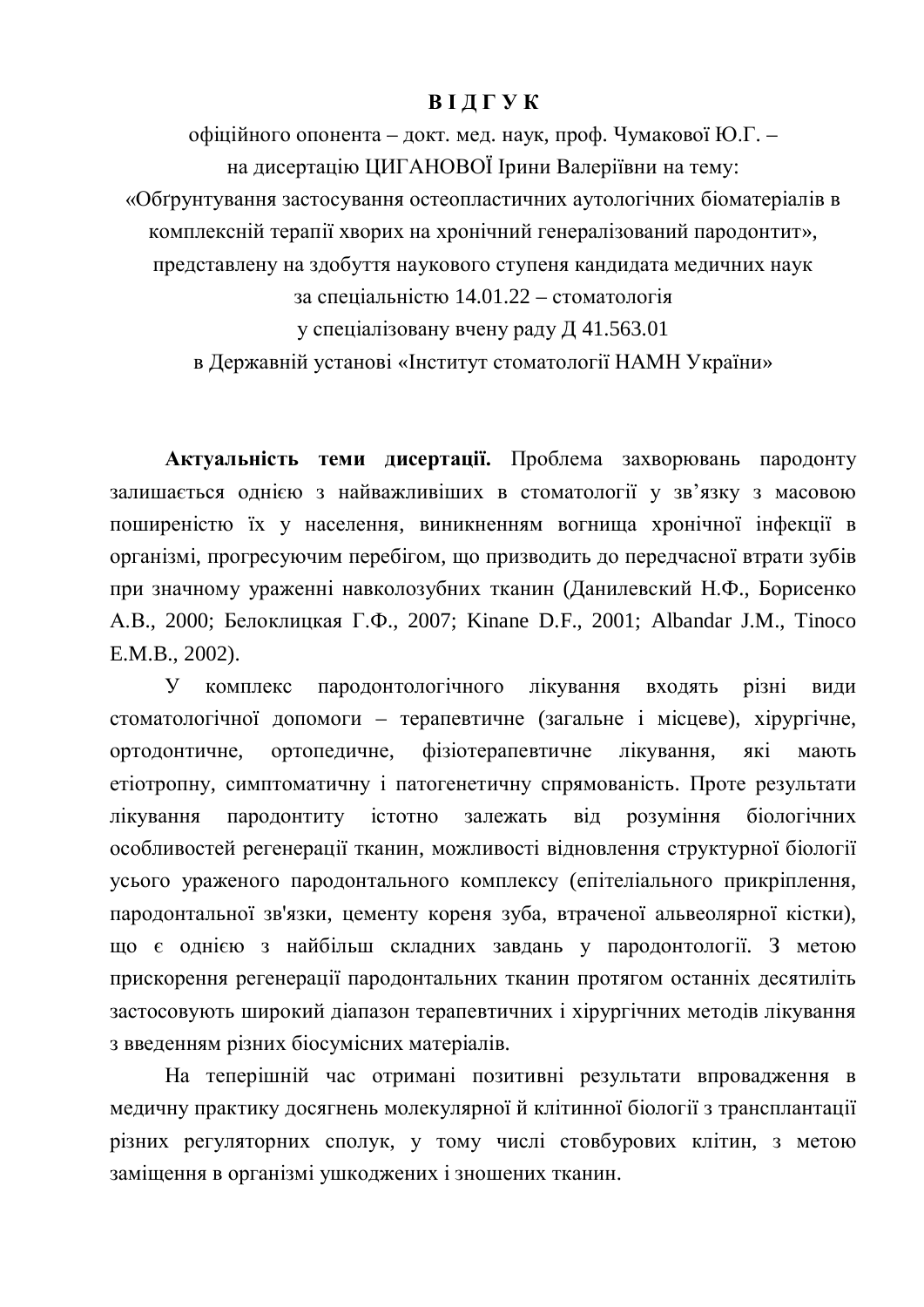# В І Д Г У К

офіційного опонента – докт. мед. наук, проф. Чумакової Ю.Г. –
на дисертацію ЦИГАНОВОЇ Ірини Валеріївни на тему:
«Обґрунтування застосування остеопластичних аутологічних біоматеріалів в комплексній терапії хворих на хронічний генералізований пародонтит»,
представлену на здобуття наукового ступеня кандидата медичних наук
за спеціальністю 14.01.22 – стоматологія
у спеціалізовану вчену раду Д 41.563.01
в Державній установі «Інститут стоматології НАМН України»

**Актуальність теми дисертації.** Проблема захворювань пародонту залишається однією з найважливіших в стоматології у зв'язку з масовою поширеністю їх у населення, виникненням вогнища хронічної інфекції в організмі, прогресуючим перебігом, що призводить до передчасної втрати зубів при значному ураженні навколозубних тканин (Данилевский Н.Ф., Борисенко А.В., 2000; Белоклицкая Г.Ф., 2007; Kinane D.F., 2001; Albandar J.M., Tinoco E.M.B., 2002).

У комплекс пародонтологічного лікування входять різні види стоматологічної допомоги – терапевтичне (загальне і місцеве), хірургічне, ортодонтичне, ортопедичне, фізіотерапевтичне лікування, які мають етіотропну, симптоматичну і патогенетичну спрямованість. Проте результати лікування пародонтиту істотно залежать від розуміння біологічних особливостей регенерації тканин, можливості відновлення структурної біології усього ураженого пародонтального комплексу (епітеліального прикріплення, пародонтальної зв'язки, цементу кореня зуба, втраченої альвеолярної кістки), що є однією з найбільш складних завдань у пародонтології. З метою прискорення регенерації пародонтальних тканин протягом останніх десятиліть застосовують широкий діапазон терапевтичних і хірургічних методів лікування з введенням різних біосумісних матеріалів.

На теперішній час отримані позитивні результати впровадження в медичну практику досягнень молекулярної й клітинної біології з трансплантації різних регуляторних сполук, у тому числі стовбурових клітин, з метою заміщення в організмі ушкоджених і зношених тканин.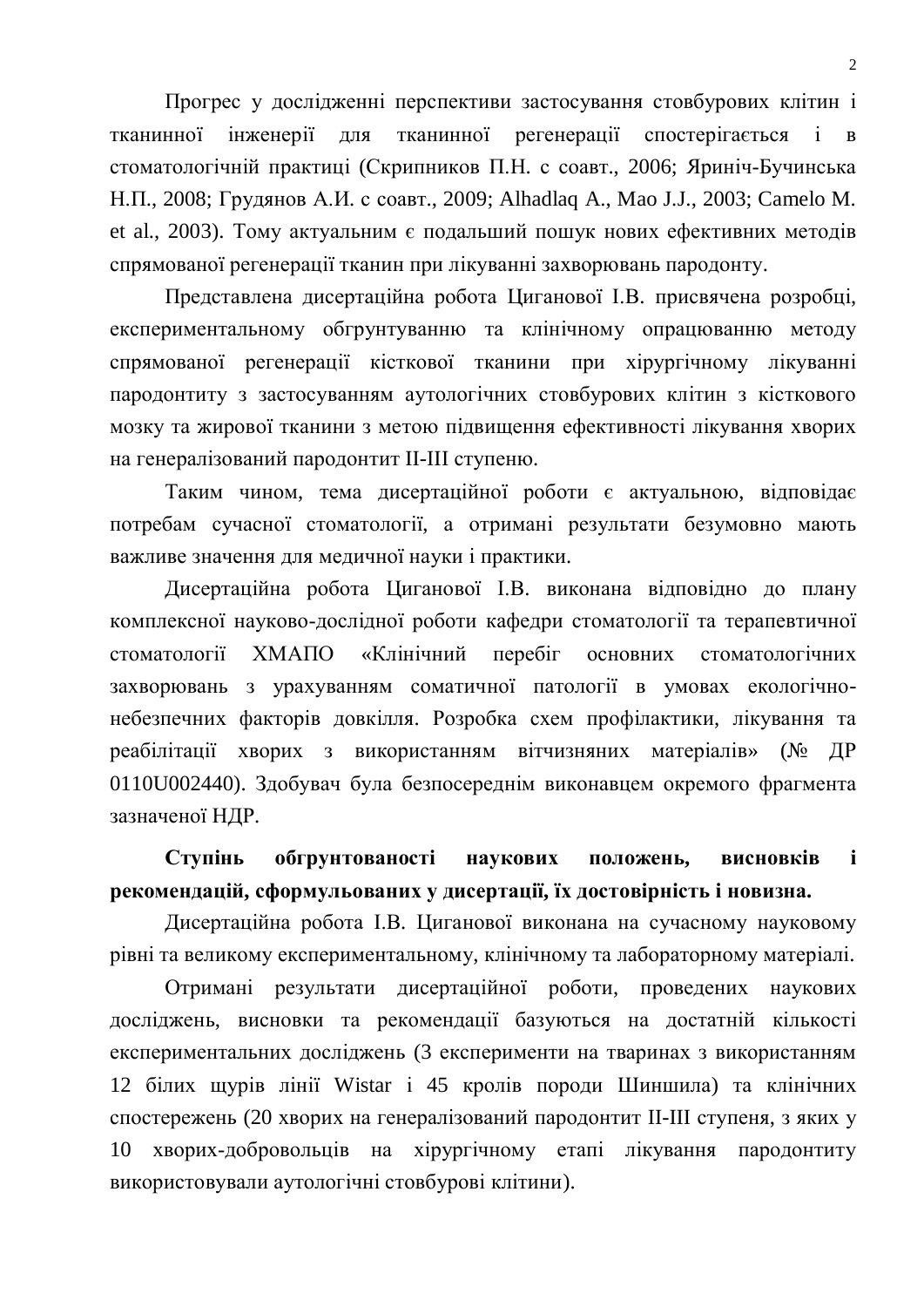Прогрес у дослідженні перспективи застосування стовбурових клітин і тканинної інженерії для тканинної регенерації спостерігається і в стоматологічній практиці (Скрипников П.Н. с соавт., 2006; Яриніч-Бучинська Н.П., 2008; Грудянов А.И. с соавт., 2009; Alhadlaq A., Mao J.J., 2003; Camelo M. et al., 2003). Тому актуальним є подальший пошук нових ефективних методів спрямованої регенерації тканин при лікуванні захворювань пародонту.

Представлена дисертаційна робота Циганової І.В. присвячена розробці, експериментальному обгрунтуванню та клінічному опрацюванню методу спрямованої регенерації кісткової тканини при хірургічному лікуванні пародонтиту з застосуванням аутологічних стовбурових клітин з кісткового мозку та жирової тканини з метою підвищення ефективності лікування хворих на генералізований пародонтит II-III ступеню.

Таким чином, тема дисертаційної роботи є актуальною, відповідає потребам сучасної стоматології, а отримані результати безумовно мають важливе значення для медичної науки і практики.

Дисертаційна робота Циганової І.В. виконана відповідно до плану комплексної науково-дослідної роботи кафедри стоматології та терапевтичної стоматології ХМАПО «Клінічний перебіг основних стоматологічних захворювань з урахуванням соматичної патології в умовах екологічно-небезпечних факторів довкілля. Розробка схем профілактики, лікування та реабілітації хворих з використанням вітчизняних матеріалів» (№ ДР 0110U002440). Здобувач була безпосереднім виконавцем окремого фрагмента зазначеної НДР.

**Ступінь обгрунтованості наукових положень, висновків і рекомендацій, сформульованих у дисертації, їх достовірність і новизна.**

Дисертаційна робота І.В. Циганової виконана на сучасному науковому рівні та великому експериментальному, клінічному та лабораторному матеріалі.

Отримані результати дисертаційної роботи, проведених наукових досліджень, висновки та рекомендації базуються на достатній кількості експериментальних досліджень (3 експерименти на тваринах з використанням 12 білих щурів лінії Wistar і 45 кролів породи Шиншила) та клінічних спостережень (20 хворих на генералізований пародонтит II-III ступеня, з яких у 10 хворих-добровольців на хірургічному етапі лікування пародонтиту використовували аутологічні стовбурові клітини).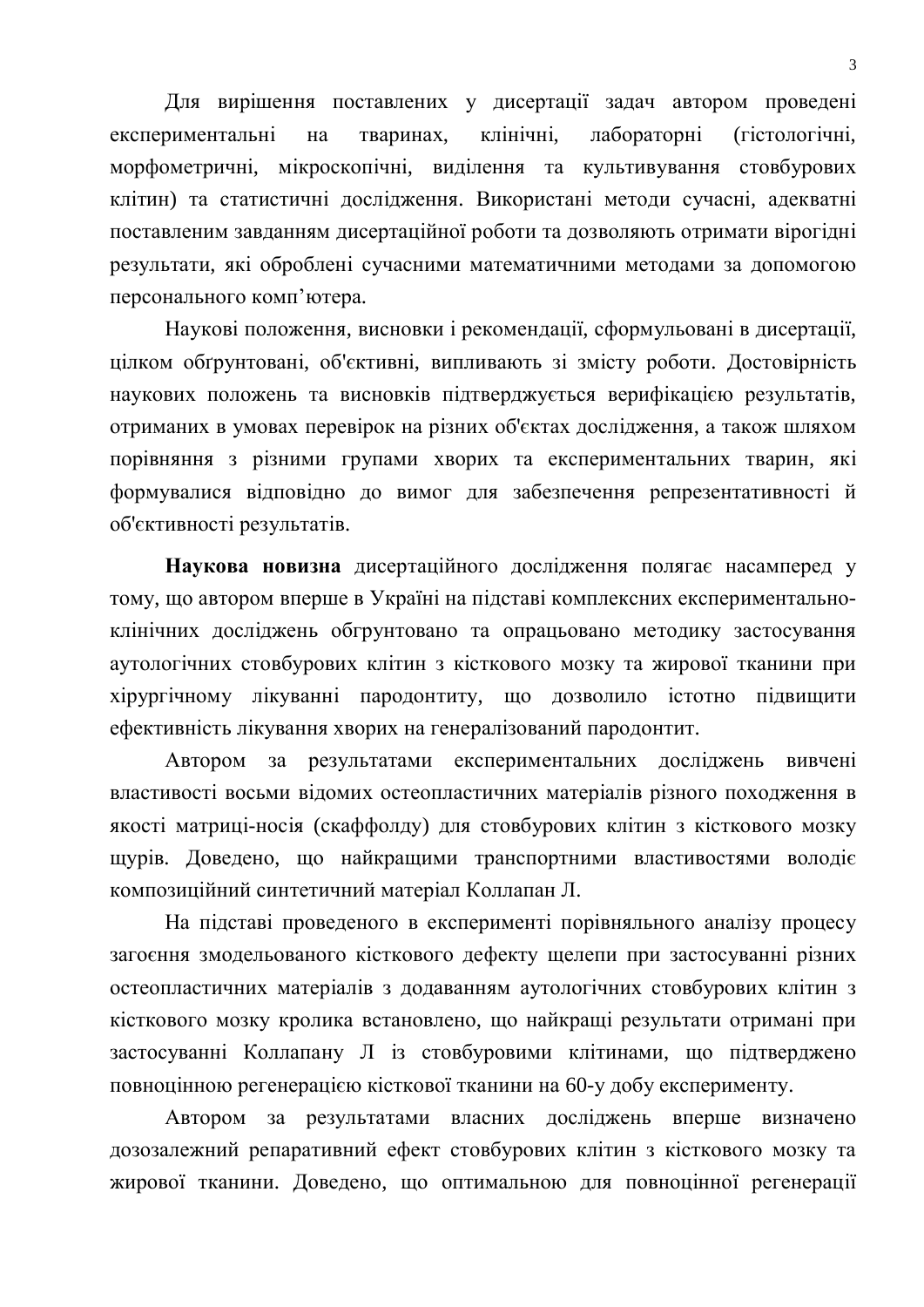Для вирішення поставлених у дисертації задач автором проведені експериментальні на тваринах, клінічні, лабораторні (гістологічні, морфометричні, мікроскопічні, виділення та культивування стовбурових клітин) та статистичні дослідження. Використані методи сучасні, адекватні поставленим завданням дисертаційної роботи та дозволяють отримати вірогідні результати, які оброблені сучасними математичними методами за допомогою персонального комп'ютера.

Наукові положення, висновки і рекомендації, сформульовані в дисертації, цілком обґрунтовані, об'єктивні, випливають зі змісту роботи. Достовірність наукових положень та висновків підтверджується верифікацією результатів, отриманих в умовах перевірок на різних об'єктах дослідження, а також шляхом порівняння з різними групами хворих та експериментальних тварин, які формувалися відповідно до вимог для забезпечення репрезентативності й об'єктивності результатів.

**Наукова новизна** дисертаційного дослідження полягає насамперед у тому, що автором вперше в Україні на підставі комплексних експериментально-клінічних досліджень обґрунтовано та опрацьовано методику застосування аутологічних стовбурових клітин з кісткового мозку та жирової тканини при хірургічному лікуванні пародонтиту, що дозволило істотно підвищити ефективність лікування хворих на генералізований пародонтит.

Автором за результатами експериментальних досліджень вивчені властивості восьми відомих остеопластичних матеріалів різного походження в якості матриці-носія (скаффолду) для стовбурових клітин з кісткового мозку щурів. Доведено, що найкращими транспортними властивостями володіє композиційний синтетичний матеріал Коллапан Л.

На підставі проведеного в експерименті порівняльного аналізу процесу загоєння змодельованого кісткового дефекту щелепи при застосуванні різних остеопластичних матеріалів з додаванням аутологічних стовбурових клітин з кісткового мозку кролика встановлено, що найкращі результати отримані при застосуванні Коллапану Л із стовбуровими клітинами, що підтверджено повноцінною регенерацією кісткової тканини на 60-у добу експерименту.

Автором за результатами власних досліджень вперше визначено дозозалежний репаративний ефект стовбурових клітин з кісткового мозку та жирової тканини. Доведено, що оптимальною для повноцінної регенерації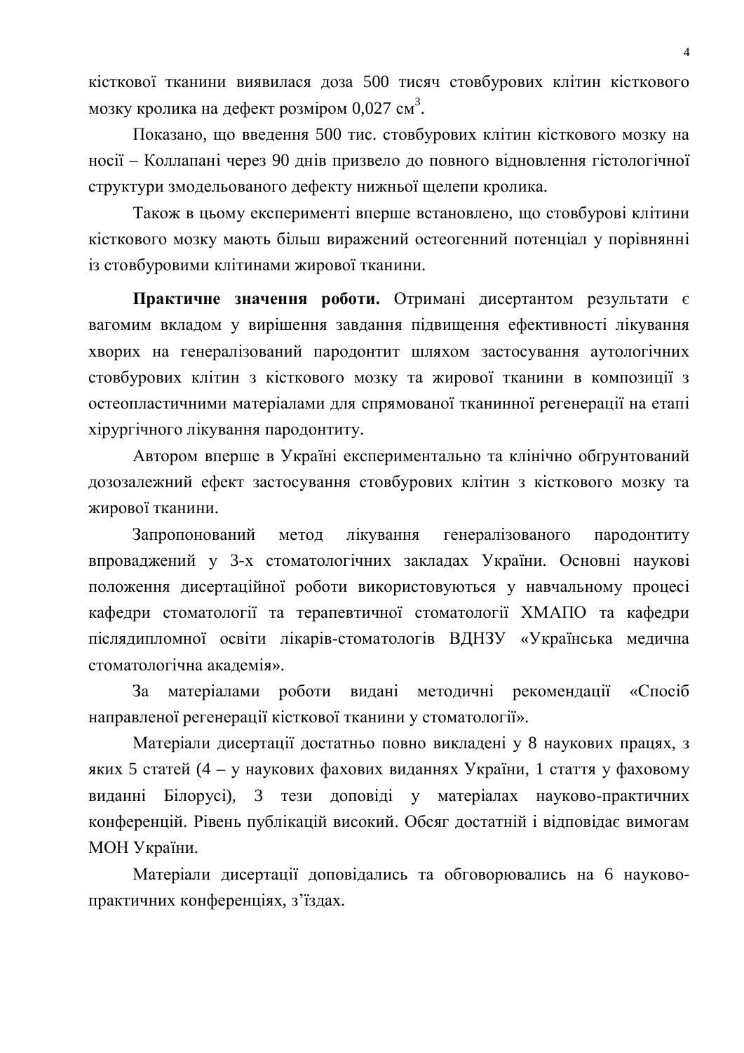кісткової тканини виявилася доза 500 тисяч стовбурових клітин кісткового мозку кролика на дефект розміром 0,027 см$^3$.

Показано, що введення 500 тис. стовбурових клітин кісткового мозку на носії – Коллапані через 90 днів призвело до повного відновлення гістологічної структури змодельованого дефекту нижньої щелепи кролика.

Також в цьому експерименті вперше встановлено, що стовбурові клітини кісткового мозку мають більш виражений остеогенний потенціал у порівнянні із стовбуровими клітинами жирової тканини.

**Практичне значення роботи.** Отримані дисертантом результати є вагомим вкладом у вирішення завдання підвищення ефективності лікування хворих на генералізований пародонтит шляхом застосування аутологічних стовбурових клітин з кісткового мозку та жирової тканини в композиції з остеопластичними матеріалами для спрямованої тканинної регенерації на етапі хірургічного лікування пародонтиту.

Автором вперше в Україні експериментально та клінічно обґрунтований дозозалежний ефект застосування стовбурових клітин з кісткового мозку та жирової тканини.

Запропонований метод лікування генералізованого пародонтиту впроваджений у 3-х стоматологічних закладах України. Основні наукові положення дисертаційної роботи використовуються у навчальному процесі кафедри стоматології та терапевтичної стоматології ХМАПО та кафедри післядипломної освіти лікарів-стоматологів ВДНЗУ «Українська медична стоматологічна академія».

За матеріалами роботи видані методичні рекомендації «Спосіб направленої регенерації кісткової тканини у стоматології».

Матеріали дисертації достатньо повно викладені у 8 наукових працях, з яких 5 статей (4 – у наукових фахових виданнях України, 1 стаття у фаховому виданні Білорусі), 3 тези доповіді у матеріалах науково-практичних конференцій. Рівень публікацій високий. Обсяг достатній і відповідає вимогам МОН України.

Матеріали дисертації доповідались та обговорювались на 6 науково-практичних конференціях, з'їздах.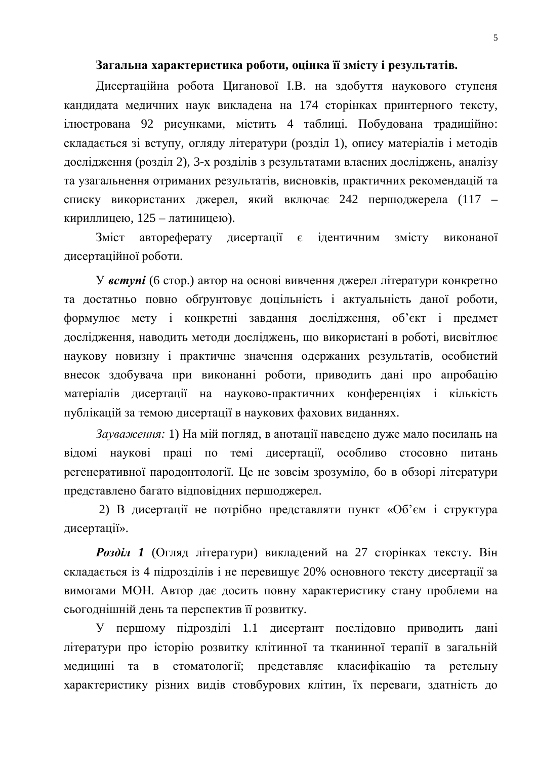**Загальна характеристика роботи, оцінка її змісту і результатів.**

Дисертаційна робота Циганової І.В. на здобуття наукового ступеня кандидата медичних наук викладена на 174 сторінках принтерного тексту, ілюстрована 92 рисунками, містить 4 таблиці. Побудована традиційно: складається зі вступу, огляду літератури (розділ 1), опису матеріалів і методів дослідження (розділ 2), 3-х розділів з результатами власних досліджень, аналізу та узагальнення отриманих результатів, висновків, практичних рекомендацій та списку використаних джерел, який включає 242 першоджерела (117 – кириллицею, 125 – латиницею).

Зміст автореферату дисертації є ідентичним змісту виконаної дисертаційної роботи.

У ***вступі*** (6 стор.) автор на основі вивчення джерел літератури конкретно та достатньо повно обґрунтовує доцільність і актуальність даної роботи, формулює мету і конкретні завдання дослідження, об'єкт і предмет дослідження, наводить методи досліджень, що використані в роботі, висвітлює наукову новизну і практичне значення одержаних результатів, особистий внесок здобувача при виконанні роботи, приводить дані про апробацію матеріалів дисертації на науково-практичних конференціях і кількість публікацій за темою дисертації в наукових фахових виданнях.

*Зауваження:* 1) На мій погляд, в анотації наведено дуже мало посилань на відомі наукові праці по темі дисертації, особливо стосовно питань регенеративної пародонтології. Це не зовсім зрозуміло, бо в обзорі літератури представлено багато відповідних першоджерел.

2) В дисертації не потрібно представляти пункт «Об'єм і структура дисертації».

***Розділ 1*** (Огляд літератури) викладений на 27 сторінках тексту. Він складається із 4 підрозділів і не перевищує 20% основного тексту дисертації за вимогами МОН. Автор дає досить повну характеристику стану проблеми на сьогоднішній день та перспектив її розвитку.

У першому підрозділі 1.1 дисертант послідовно приводить дані літератури про історію розвитку клітинної та тканинної терапії в загальній медицині та в стоматології; представляє класифікацію та ретельну характеристику різних видів стовбурових клітин, їх переваги, здатність до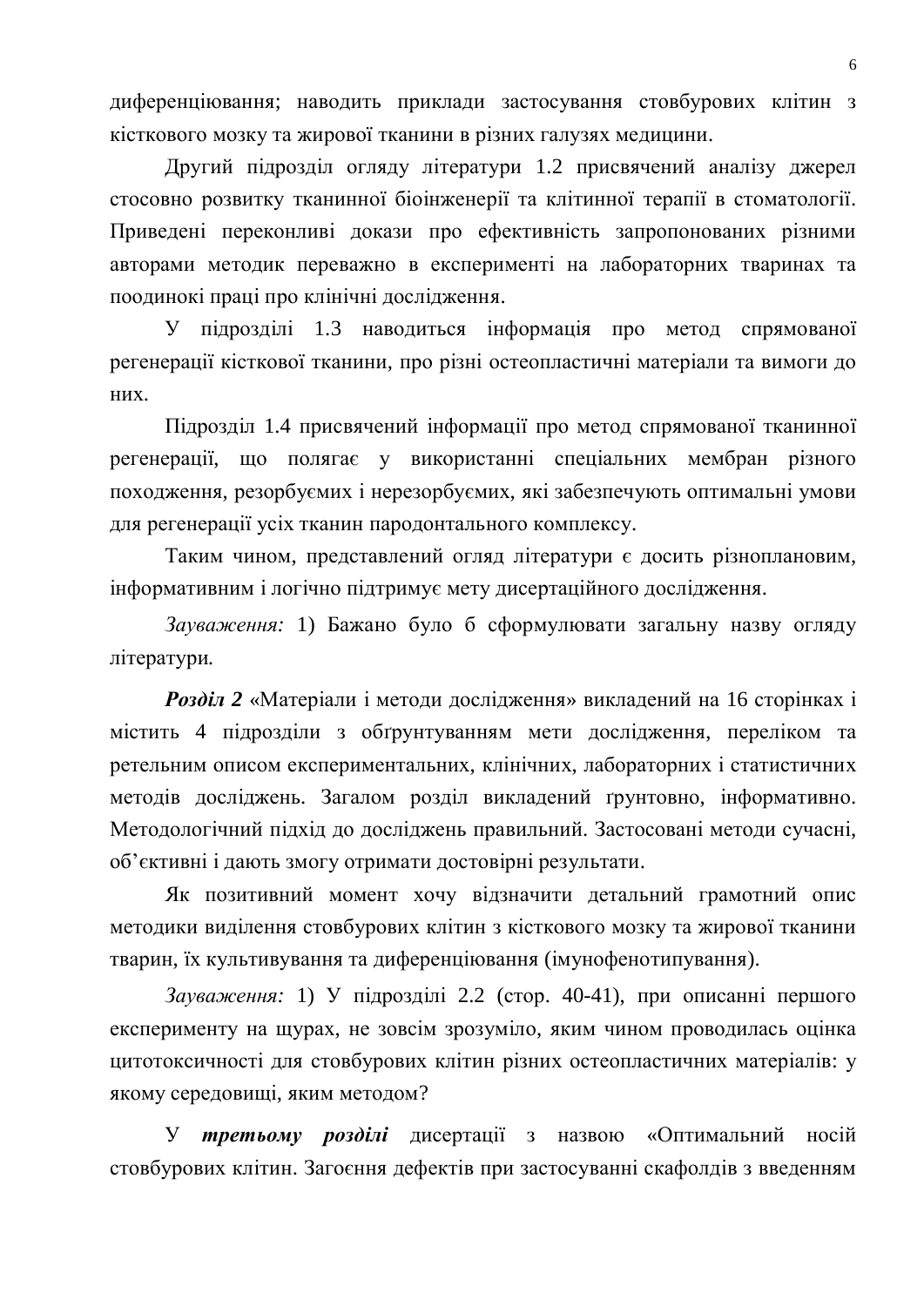диференціювання; наводить приклади застосування стовбурових клітин з кісткового мозку та жирової тканини в різних галузях медицини.

Другий підрозділ огляду літератури 1.2 присвячений аналізу джерел стосовно розвитку тканинної біоінженерії та клітинної терапії в стоматології. Приведені переконливі докази про ефективність запропонованих різними авторами методик переважно в експерименті на лабораторних тваринах та поодинокі праці про клінічні дослідження.

У підрозділі 1.3 наводиться інформація про метод спрямованої регенерації кісткової тканини, про різні остеопластичні матеріали та вимоги до них.

Підрозділ 1.4 присвячений інформації про метод спрямованої тканинної регенерації, що полягає у використанні спеціальних мембран різного походження, резорбуємих і нерезорбуємих, які забезпечують оптимальні умови для регенерації усіх тканин пародонтального комплексу.

Таким чином, представлений огляд літератури є досить різноплановим, інформативним і логічно підтримує мету дисертаційного дослідження.

*Зауваження:* 1) Бажано було б сформулювати загальну назву огляду літератури.

***Розділ 2*** «Матеріали і методи дослідження» викладений на 16 сторінках і містить 4 підрозділи з обґрунтуванням мети дослідження, переліком та ретельним описом експериментальних, клінічних, лабораторних і статистичних методів досліджень. Загалом розділ викладений ґрунтовно, інформативно. Методологічний підхід до досліджень правильний. Застосовані методи сучасні, об'єктивні і дають змогу отримати достовірні результати.

Як позитивний момент хочу відзначити детальний грамотний опис методики виділення стовбурових клітин з кісткового мозку та жирової тканини тварин, їх культивування та диференціювання (імунофенотипування).

*Зауваження:* 1) У підрозділі 2.2 (стор. 40-41), при описанні першого експерименту на щурах, не зовсім зрозуміло, яким чином проводилась оцінка цитотоксичності для стовбурових клітин різних остеопластичних матеріалів: у якому середовищі, яким методом?

У ***третьому розділі*** дисертації з назвою «Оптимальний носій стовбурових клітин. Загоєння дефектів при застосуванні скафолдів з введенням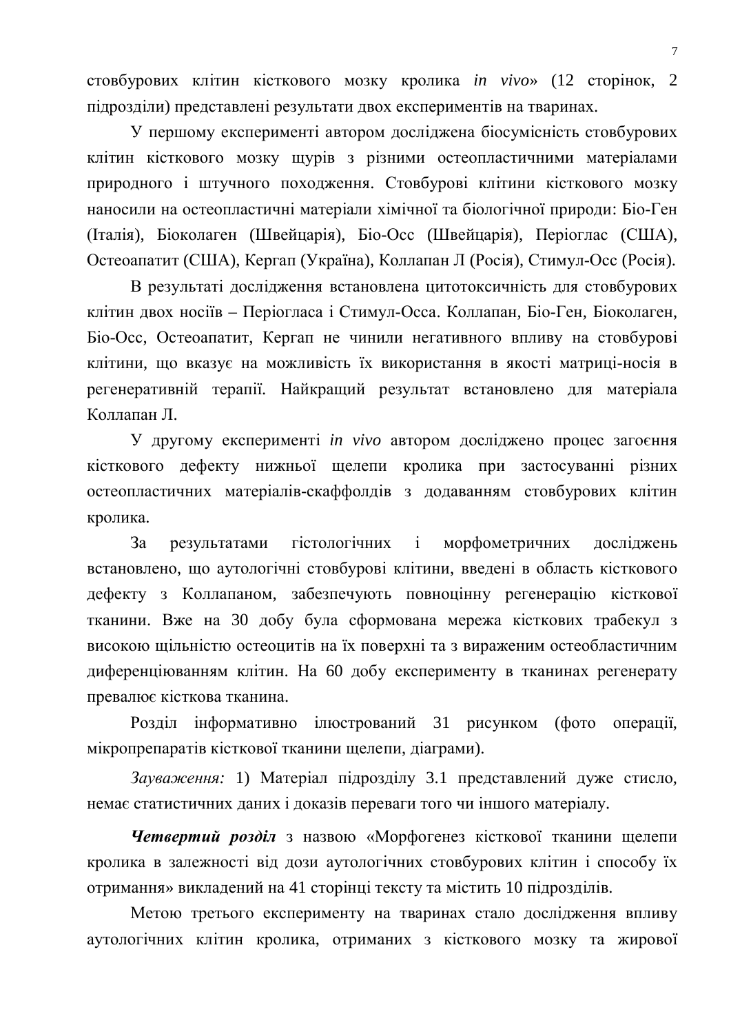стовбурових клітин кісткового мозку кролика *in vivo*» (12 сторінок, 2 підрозділи) представлені результати двох експериментів на тваринах.

У першому експерименті автором досліджена біосумісність стовбурових клітин кісткового мозку щурів з різними остеопластичними матеріалами природного і штучного походження. Стовбурові клітини кісткового мозку наносили на остеопластичні матеріали хімічної та біологічної природи: Біо-Ген (Італія), Біоколаген (Швейцарія), Біо-Осс (Швейцарія), Періоглас (США), Остеоапатит (США), Кергап (Україна), Коллапан Л (Росія), Стимул-Осс (Росія).

В результаті дослідження встановлена цитотоксичність для стовбурових клітин двох носіїв – Періогласа і Стимул-Осса. Коллапан, Біо-Ген, Біоколаген, Біо-Осс, Остеоапатит, Кергап не чинили негативного впливу на стовбурові клітини, що вказує на можливість їх використання в якості матриці-носія в регенеративній терапії. Найкращий результат встановлено для матеріала Коллапан Л.

У другому експерименті *in vivo* автором досліджено процес загоєння кісткового дефекту нижньої щелепи кролика при застосуванні різних остеопластичних матеріалів-скаффолдів з додаванням стовбурових клітин кролика.

За результатами гістологічних і морфометричних досліджень встановлено, що аутологічні стовбурові клітини, введені в область кісткового дефекту з Коллапаном, забезпечують повноцінну регенерацію кісткової тканини. Вже на 30 добу була сформована мережа кісткових трабекул з високою щільністю остеоцитів на їх поверхні та з вираженим остеобластичним диференціюванням клітин. На 60 добу експерименту в тканинах регенерату превалює кісткова тканина.

Розділ інформативно ілюстрований 31 рисунком (фото операції, мікропрепаратів кісткової тканини щелепи, діаграми).

*Зауваження:* 1) Матеріал підрозділу 3.1 представлений дуже стисло, немає статистичних даних і доказів переваги того чи іншого матеріалу.

***Четвертий розділ*** з назвою «Морфогенез кісткової тканини щелепи кролика в залежності від дози аутологічних стовбурових клітин і способу їх отримання» викладений на 41 сторінці тексту та містить 10 підрозділів.

Метою третього експерименту на тваринах стало дослідження впливу аутологічних клітин кролика, отриманих з кісткового мозку та жирової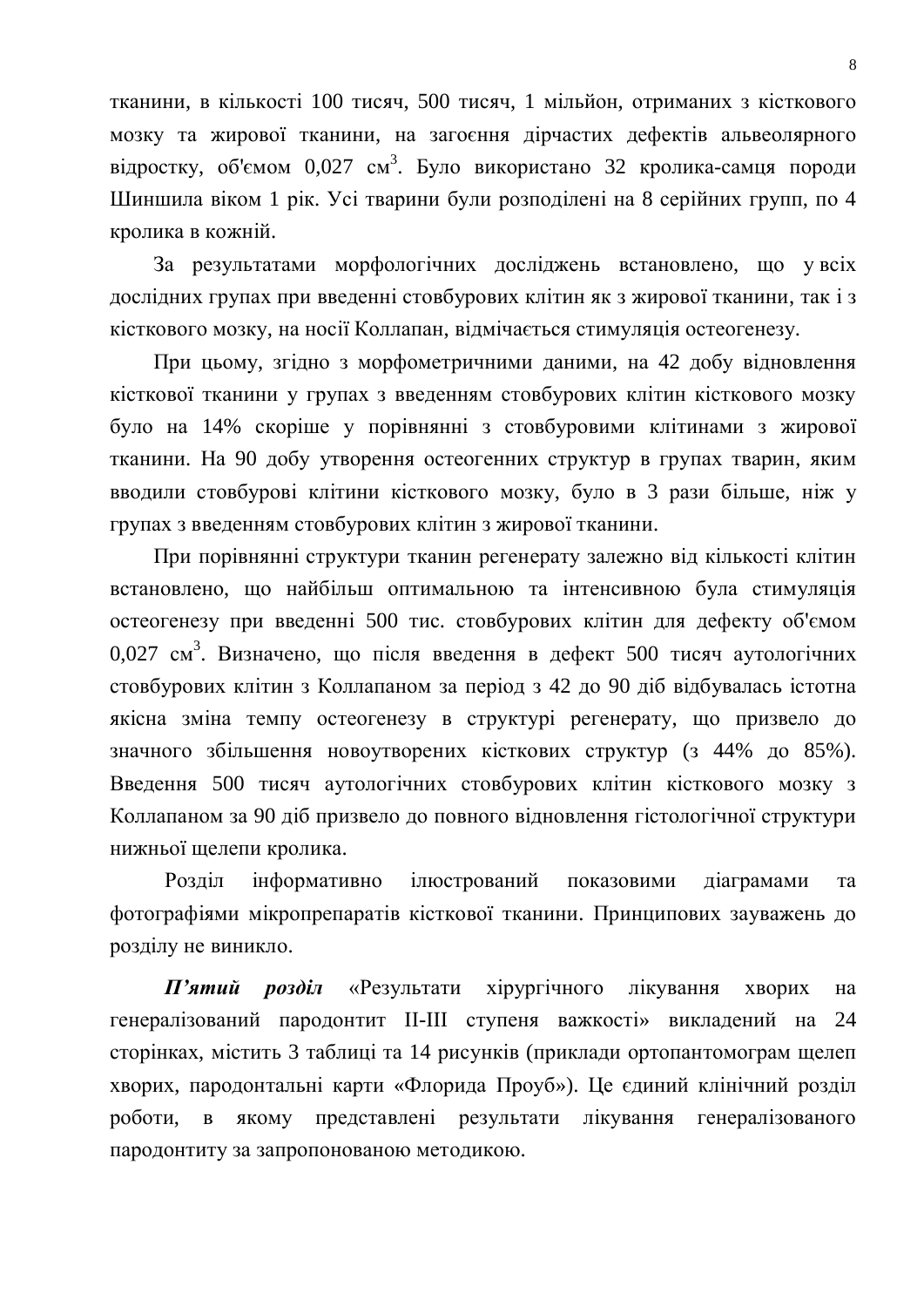тканини, в кількості 100 тисяч, 500 тисяч, 1 мільйон, отриманих з кісткового мозку та жирової тканини, на загоєння дірчастих дефектів альвеолярного відростку, об'ємом 0,027 см$^3$. Було використано 32 кролика-самця породи Шиншила віком 1 рік. Усі тварини були розподілені на 8 серійних групп, по 4 кролика в кожній.

За результатами морфологічних досліджень встановлено, що у всіх дослідних групах при введенні стовбурових клітин як з жирової тканини, так і з кісткового мозку, на носії Коллапан, відмічається стимуляція остеогенезу.

При цьому, згідно з морфометричними даними, на 42 добу відновлення кісткової тканини у групах з введенням стовбурових клітин кісткового мозку було на 14% скоріше у порівнянні з стовбуровими клітинами з жирової тканини. На 90 добу утворення остеогенних структур в групах тварин, яким вводили стовбурові клітини кісткового мозку, було в 3 рази більше, ніж у групах з введенням стовбурових клітин з жирової тканини.

При порівнянні структури тканин регенерату залежно від кількості клітин встановлено, що найбільш оптимальною та інтенсивною була стимуляція остеогенезу при введенні 500 тис. стовбурових клітин для дефекту об'ємом 0,027 см$^3$. Визначено, що після введення в дефект 500 тисяч аутологічних стовбурових клітин з Коллапаном за період з 42 до 90 діб відбувалась істотна якісна зміна темпу остеогенезу в структурі регенерату, що призвело до значного збільшення новоутворених кісткових структур (з 44% до 85%). Введення 500 тисяч аутологічних стовбурових клітин кісткового мозку з Коллапаном за 90 діб призвело до повного відновлення гістологічної структури нижньої щелепи кролика.

Розділ інформативно ілюстрований показовими діаграмами та фотографіями мікропрепаратів кісткової тканини. Принципових зауважень до розділу не виникло.

***П'ятий розділ*** «Результати хірургічного лікування хворих на генералізований пародонтит II-III ступеня важкості» викладений на 24 сторінках, містить 3 таблиці та 14 рисунків (приклади ортопантомограм щелеп хворих, пародонтальні карти «Флорида Проуб»). Це єдиний клінічний розділ роботи, в якому представлені результати лікування генералізованого пародонтиту за запропонованою методикою.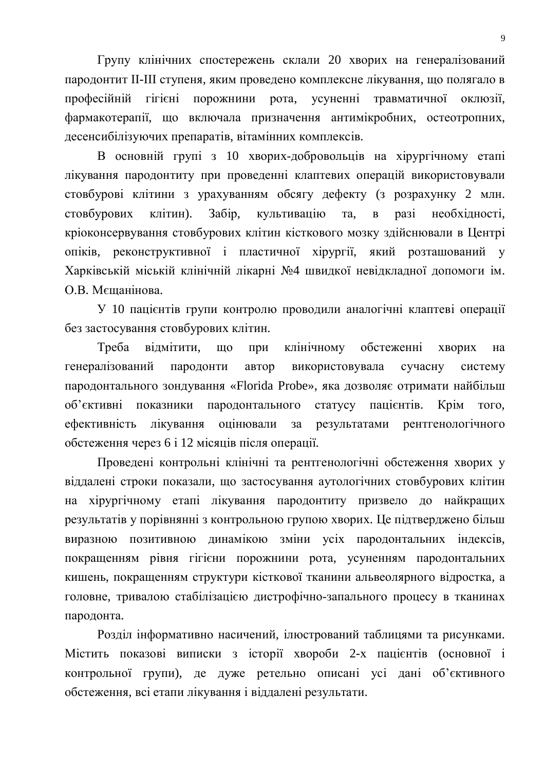Групу клінічних спостережень склали 20 хворих на генералізований пародонтит II-III ступеня, яким проведено комплексне лікування, що полягало в професійній гігієні порожнини рота, усуненні травматичної оклюзії, фармакотерапії, що включала призначення антимікробних, остеотропних, десенсибілізуючих препаратів, вітамінних комплексів.

В основній групі з 10 хворих-добровольців на хірургічному етапі лікування пародонтиту при проведенні клаптевих операцій використовували стовбурові клітини з урахуванням обсягу дефекту (з розрахунку 2 млн. стовбурових клітин). Забір, культивацію та, в разі необхідності, кріоконсервування стовбурових клітин кісткового мозку здійснювали в Центрі опіків, реконструктивної і пластичної хірургії, який розташований у Харківській міській клінічній лікарні №4 швидкої невідкладної допомоги ім. О.В. Мєщанінова.

У 10 пацієнтів групи контролю проводили аналогічні клаптеві операції без застосування стовбурових клітин.

Треба відмітити, що при клінічному обстеженні хворих на генералізований пародонти автор використовувала сучасну систему пародонтального зондування «Florida Probe», яка дозволяє отримати найбільш об'єктивні показники пародонтального статусу пацієнтів. Крім того, ефективність лікування оцінювали за результатами рентгенологічного обстеження через 6 і 12 місяців після операції.

Проведені контрольні клінічні та рентгенологічні обстеження хворих у віддалені строки показали, що застосування аутологічних стовбурових клітин на хірургічному етапі лікування пародонтиту призвело до найкращих результатів у порівнянні з контрольною групою хворих. Це підтверджено більш виразною позитивною динамікою зміни усіх пародонтальних індексів, покращенням рівня гігієни порожнини рота, усуненням пародонтальних кишень, покращенням структури кісткової тканини альвеолярного відростка, а головне, тривалою стабілізацією дистрофічно-запального процесу в тканинах пародонта.

Розділ інформативно насичений, ілюстрований таблицями та рисунками. Містить показові виписки з історії хвороби 2-х пацієнтів (основної і контрольної групи), де дуже ретельно описані усі дані об'єктивного обстеження, всі етапи лікування і віддалені результати.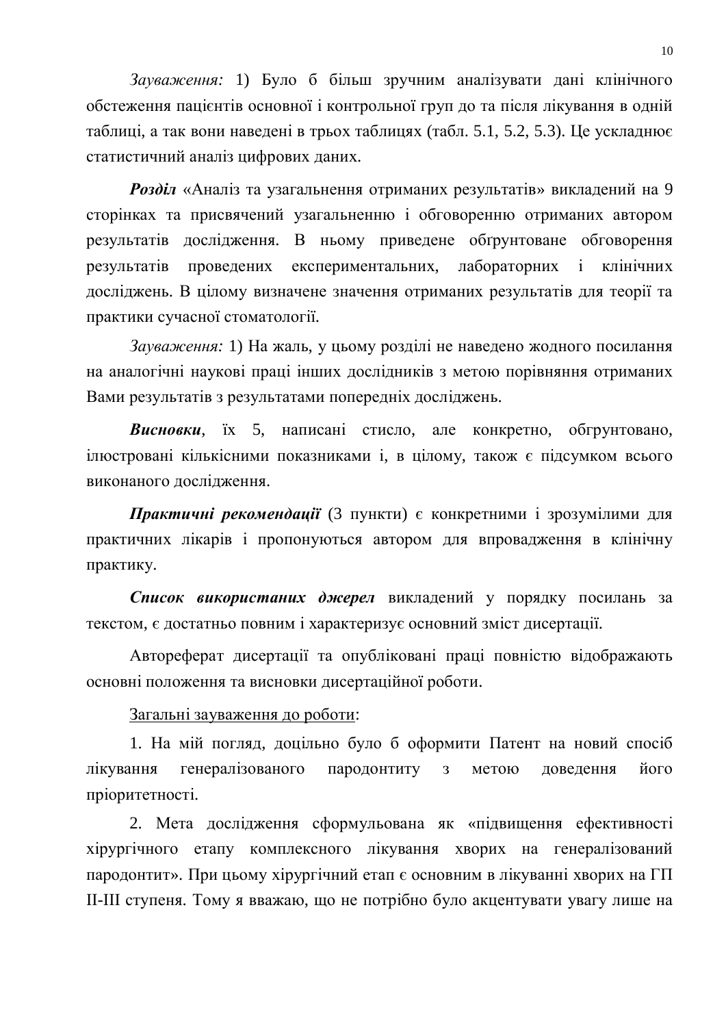*Зауваження:* 1) Було б більш зручним аналізувати дані клінічного обстеження пацієнтів основної і контрольної груп до та після лікування в одній таблиці, а так вони наведені в трьох таблицях (табл. 5.1, 5.2, 5.3). Це ускладнює статистичний аналіз цифрових даних.

***Розділ*** «Аналіз та узагальнення отриманих результатів» викладений на 9 сторінках та присвячений узагальненню і обговоренню отриманих автором результатів дослідження. В ньому приведене обґрунтоване обговорення результатів проведених експериментальних, лабораторних і клінічних досліджень. В цілому визначене значення отриманих результатів для теорії та практики сучасної стоматології.

*Зауваження:* 1) На жаль, у цьому розділі не наведено жодного посилання на аналогічні наукові праці інших дослідників з метою порівняння отриманих Вами результатів з результатами попередніх досліджень.

***Висновки***, їх 5, написані стисло, але конкретно, обгрунтовано, ілюстровані кількісними показниками і, в цілому, також є підсумком всього виконаного дослідження.

***Практичні рекомендації*** (3 пункти) є конкретними і зрозумілими для практичних лікарів і пропонуються автором для впровадження в клінічну практику.

***Список використаних джерел*** викладений у порядку посилань за текстом, є достатньо повним і характеризує основний зміст дисертації.

Автореферат дисертації та опубліковані праці повністю відображають основні положення та висновки дисертаційної роботи.

<u>Загальні зауваження до роботи</u>:

1. На мій погляд, доцільно було б оформити Патент на новий спосіб лікування генералізованого пародонтиту з метою доведення його пріоритетності.

2. Мета дослідження сформульована як «підвищення ефективності хірургічного етапу комплексного лікування хворих на генералізований пародонтит». При цьому хірургічний етап є основним в лікуванні хворих на ГП II-III ступеня. Тому я вважаю, що не потрібно було акцентувати увагу лише на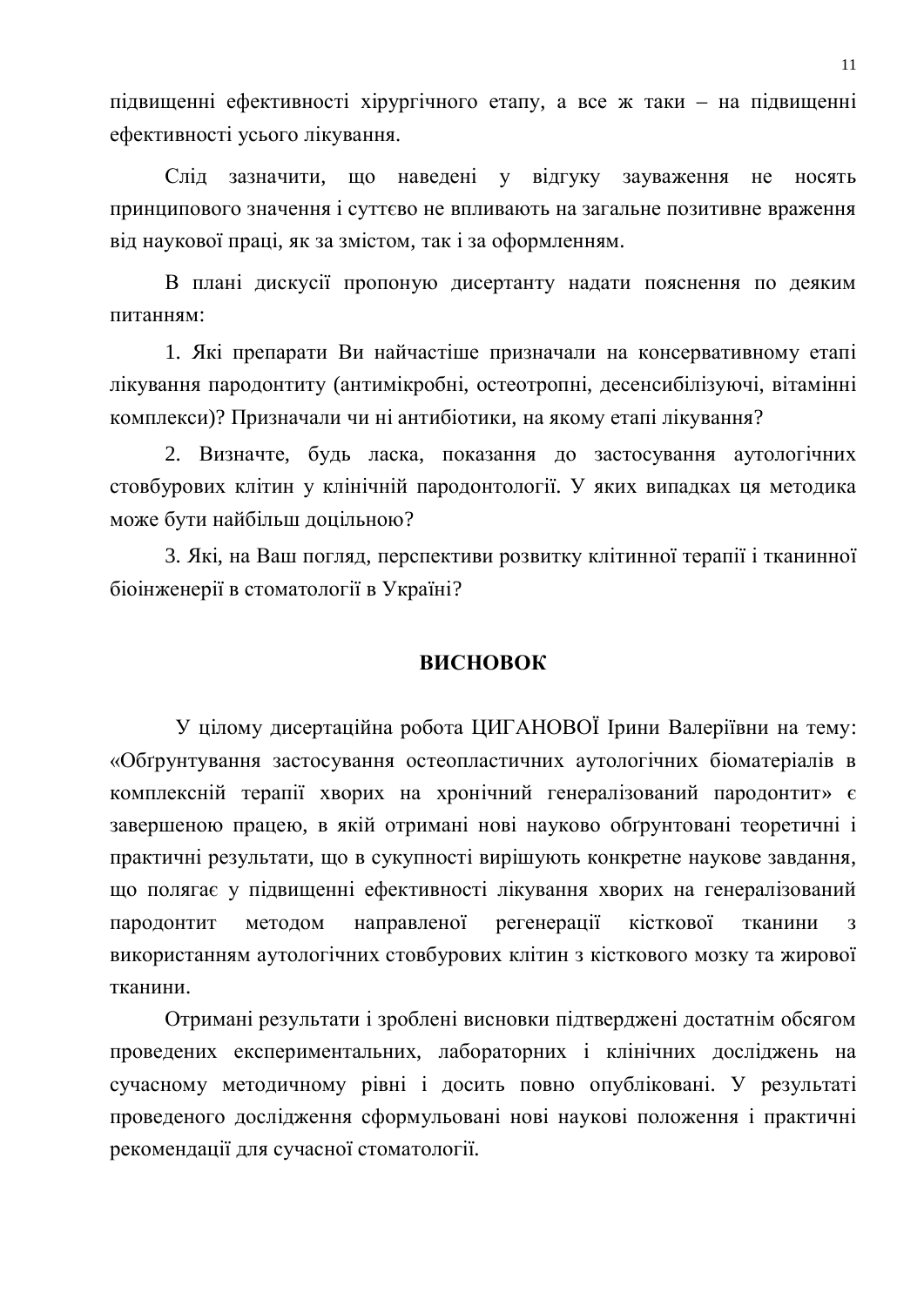підвищенні ефективності хірургічного етапу, а все ж таки – на підвищенні ефективності усього лікування.

Слід зазначити, що наведені у відгуку зауваження не носять принципового значення і суттєво не впливають на загальне позитивне враження від наукової праці, як за змістом, так і за оформленням.

В плані дискусії пропоную дисертанту надати пояснення по деяким питанням:

1. Які препарати Ви найчастіше призначали на консервативному етапі лікування пародонтиту (антимікробні, остеотропні, десенсибілізуючі, вітамінні комплекси)? Призначали чи ні антибіотики, на якому етапі лікування?

2. Визначте, будь ласка, показання до застосування аутологічних стовбурових клітин у клінічній пародонтології. У яких випадках ця методика може бути найбільш доцільною?

3. Які, на Ваш погляд, перспективи розвитку клітинної терапії і тканинної біоінженерії в стоматології в Україні?

## ВИСНОВОК

У цілому дисертаційна робота ЦИГАНОВОЇ Ірини Валеріївни на тему: «Обґрунтування застосування остеопластичних аутологічних біоматеріалів в комплексній терапії хворих на хронічний генералізований пародонтит» є завершеною працею, в якій отримані нові науково обґрунтовані теоретичні і практичні результати, що в сукупності вирішують конкретне наукове завдання, що полягає у підвищенні ефективності лікування хворих на генералізований пародонтит методом направленої регенерації кісткової тканини з використанням аутологічних стовбурових клітин з кісткового мозку та жирової тканини.

Отримані результати і зроблені висновки підтверджені достатнім обсягом проведених експериментальних, лабораторних і клінічних досліджень на сучасному методичному рівні і досить повно опубліковані. У результаті проведеного дослідження сформульовані нові наукові положення і практичні рекомендації для сучасної стоматології.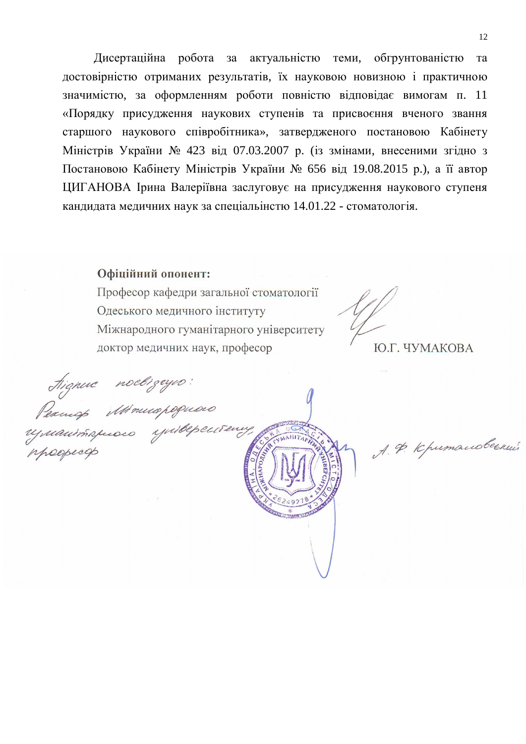Дисертаційна робота за актуальністю теми, обгрунтованістю та достовірністю отриманих результатів, їх науковою новизною і практичною значимістю, за оформленням роботи повністю відповідає вимогам п. 11 «Порядку присудження наукових ступенів та присвоєння вченого звання старшого наукового співробітника», затвердженого постановою Кабінету Міністрів України № 423 від 07.03.2007 р. (із змінами, внесеними згідно з Постановою Кабінету Міністрів України № 656 від 19.08.2015 р.), а її автор ЦИГАНОВА Ірина Валеріївна заслуговує на присудження наукового ступеня кандидата медичних наук за спеціальністю 14.01.22 - стоматологія.

**Офіційний опонент:**
Професор кафедри загальної стоматології
Одеського медичного інституту
Міжнародного гуманітарного університету
доктор медичних наук, професор Ю.Г. ЧУМАКОВА

Підпис посвідчую:
Ректор Міжнародного
гуманітарного університету
професор А. Ф. Крижановський

Україна, Одеська область, місто Одеса, Міжнародний гуманітарний університет, 26249278